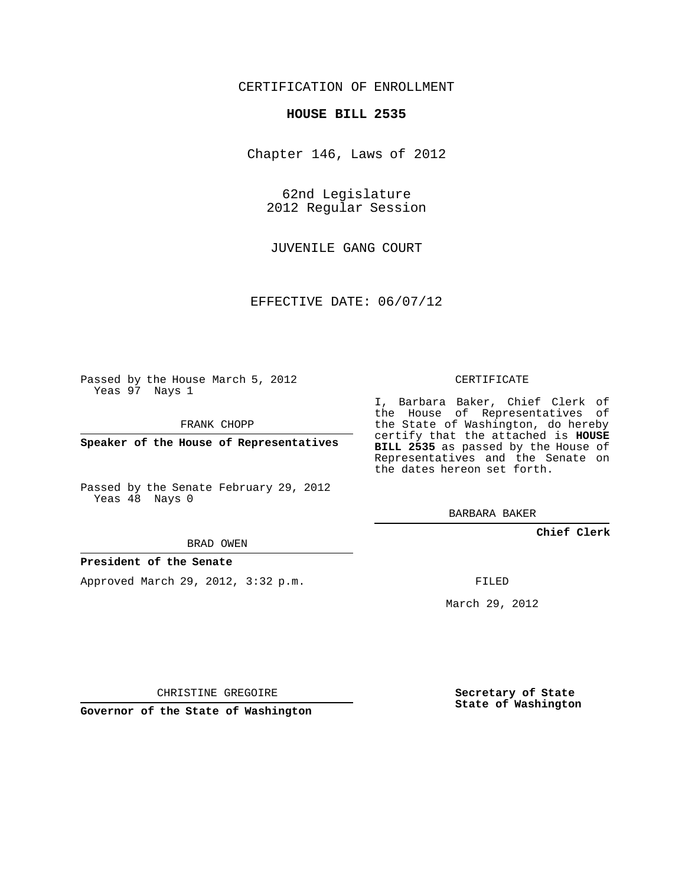CERTIFICATION OF ENROLLMENT

**HOUSE BILL 2535**

Chapter 146, Laws of 2012

62nd Legislature
2012 Regular Session

JUVENILE GANG COURT

EFFECTIVE DATE: 06/07/12

Passed by the House March 5, 2012
Yeas 97 Nays 1

FRANK CHOPP

**Speaker of the House of Representatives**

Passed by the Senate February 29, 2012
Yeas 48 Nays 0

BRAD OWEN

**President of the Senate**

Approved March 29, 2012, 3:32 p.m.

CHRISTINE GREGOIRE

**Governor of the State of Washington**

CERTIFICATE

I, Barbara Baker, Chief Clerk of the House of Representatives of the State of Washington, do hereby certify that the attached is **HOUSE BILL 2535** as passed by the House of Representatives and the Senate on the dates hereon set forth.

BARBARA BAKER

**Chief Clerk**

FILED

March 29, 2012

**Secretary of State**
**State of Washington**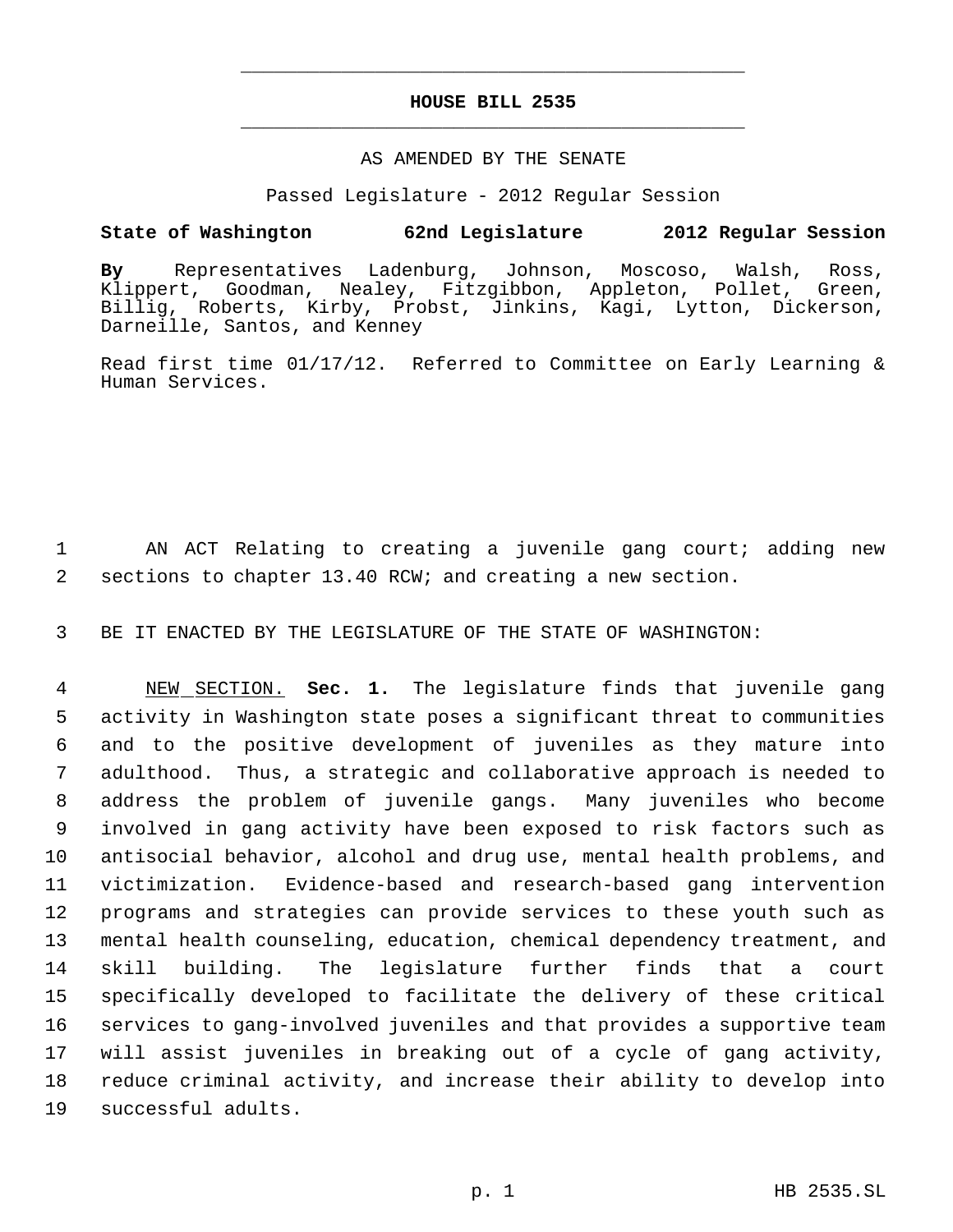# HOUSE BILL 2535

AS AMENDED BY THE SENATE

Passed Legislature - 2012 Regular Session

**State of Washington 62nd Legislature 2012 Regular Session**

**By** Representatives Ladenburg, Johnson, Moscoso, Walsh, Ross, Klippert, Goodman, Nealey, Fitzgibbon, Appleton, Pollet, Green, Billig, Roberts, Kirby, Probst, Jinkins, Kagi, Lytton, Dickerson, Darneille, Santos, and Kenney

Read first time 01/17/12. Referred to Committee on Early Learning & Human Services.

AN ACT Relating to creating a juvenile gang court; adding new sections to chapter 13.40 RCW; and creating a new section.

BE IT ENACTED BY THE LEGISLATURE OF THE STATE OF WASHINGTON:

NEW SECTION. **Sec. 1.** The legislature finds that juvenile gang activity in Washington state poses a significant threat to communities and to the positive development of juveniles as they mature into adulthood. Thus, a strategic and collaborative approach is needed to address the problem of juvenile gangs. Many juveniles who become involved in gang activity have been exposed to risk factors such as antisocial behavior, alcohol and drug use, mental health problems, and victimization. Evidence-based and research-based gang intervention programs and strategies can provide services to these youth such as mental health counseling, education, chemical dependency treatment, and skill building. The legislature further finds that a court specifically developed to facilitate the delivery of these critical services to gang-involved juveniles and that provides a supportive team will assist juveniles in breaking out of a cycle of gang activity, reduce criminal activity, and increase their ability to develop into successful adults.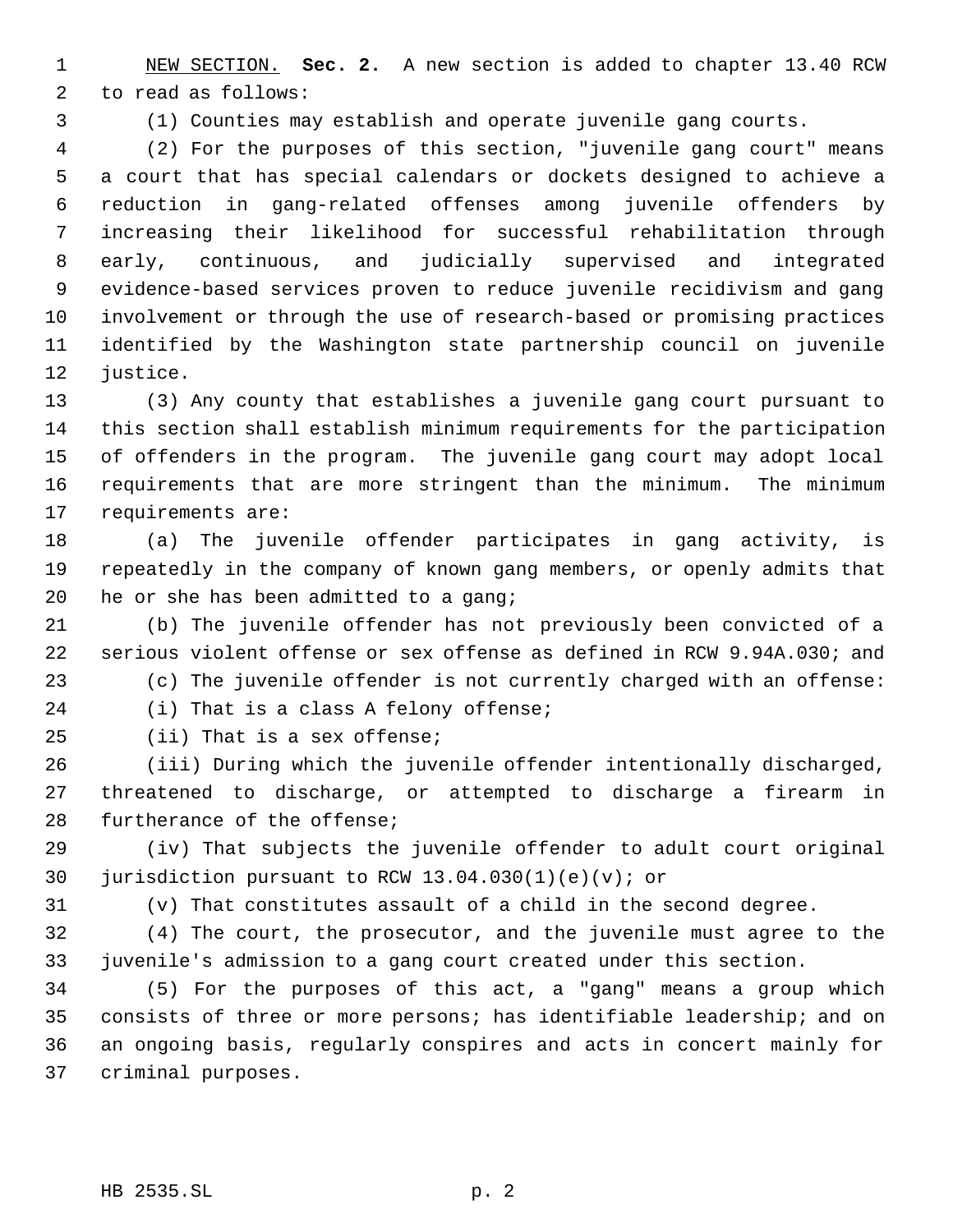NEW SECTION. **Sec. 2.** A new section is added to chapter 13.40 RCW to read as follows:

(1) Counties may establish and operate juvenile gang courts.

(2) For the purposes of this section, "juvenile gang court" means a court that has special calendars or dockets designed to achieve a reduction in gang-related offenses among juvenile offenders by increasing their likelihood for successful rehabilitation through early, continuous, and judicially supervised and integrated evidence-based services proven to reduce juvenile recidivism and gang involvement or through the use of research-based or promising practices identified by the Washington state partnership council on juvenile justice.

(3) Any county that establishes a juvenile gang court pursuant to this section shall establish minimum requirements for the participation of offenders in the program. The juvenile gang court may adopt local requirements that are more stringent than the minimum. The minimum requirements are:

(a) The juvenile offender participates in gang activity, is repeatedly in the company of known gang members, or openly admits that he or she has been admitted to a gang;

(b) The juvenile offender has not previously been convicted of a serious violent offense or sex offense as defined in RCW 9.94A.030; and

(c) The juvenile offender is not currently charged with an offense:

(i) That is a class A felony offense;

(ii) That is a sex offense;

(iii) During which the juvenile offender intentionally discharged, threatened to discharge, or attempted to discharge a firearm in furtherance of the offense;

(iv) That subjects the juvenile offender to adult court original jurisdiction pursuant to RCW 13.04.030(1)(e)(v); or

(v) That constitutes assault of a child in the second degree.

(4) The court, the prosecutor, and the juvenile must agree to the juvenile's admission to a gang court created under this section.

(5) For the purposes of this act, a "gang" means a group which consists of three or more persons; has identifiable leadership; and on an ongoing basis, regularly conspires and acts in concert mainly for criminal purposes.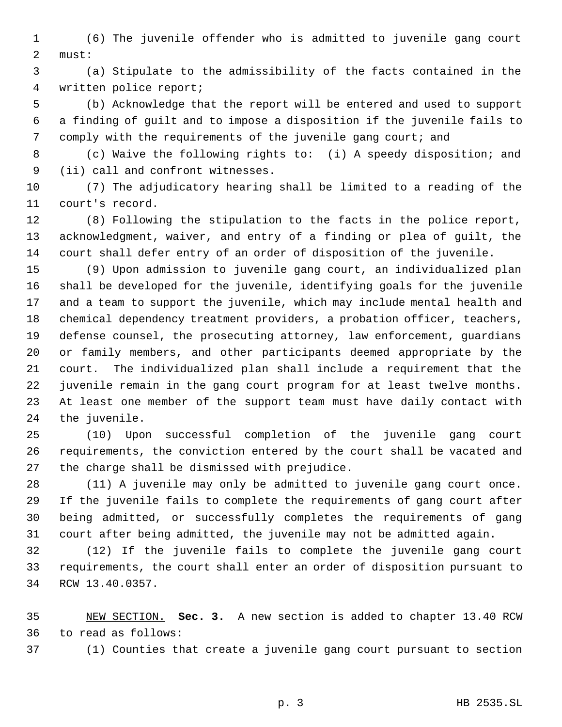(6) The juvenile offender who is admitted to juvenile gang court must:

(a) Stipulate to the admissibility of the facts contained in the written police report;

(b) Acknowledge that the report will be entered and used to support a finding of guilt and to impose a disposition if the juvenile fails to comply with the requirements of the juvenile gang court; and

(c) Waive the following rights to: (i) A speedy disposition; and (ii) call and confront witnesses.

(7) The adjudicatory hearing shall be limited to a reading of the court's record.

(8) Following the stipulation to the facts in the police report, acknowledgment, waiver, and entry of a finding or plea of guilt, the court shall defer entry of an order of disposition of the juvenile.

(9) Upon admission to juvenile gang court, an individualized plan shall be developed for the juvenile, identifying goals for the juvenile and a team to support the juvenile, which may include mental health and chemical dependency treatment providers, a probation officer, teachers, defense counsel, the prosecuting attorney, law enforcement, guardians or family members, and other participants deemed appropriate by the court. The individualized plan shall include a requirement that the juvenile remain in the gang court program for at least twelve months. At least one member of the support team must have daily contact with the juvenile.

(10) Upon successful completion of the juvenile gang court requirements, the conviction entered by the court shall be vacated and the charge shall be dismissed with prejudice.

(11) A juvenile may only be admitted to juvenile gang court once. If the juvenile fails to complete the requirements of gang court after being admitted, or successfully completes the requirements of gang court after being admitted, the juvenile may not be admitted again.

(12) If the juvenile fails to complete the juvenile gang court requirements, the court shall enter an order of disposition pursuant to RCW 13.40.0357.

NEW SECTION. **Sec. 3.** A new section is added to chapter 13.40 RCW to read as follows:

(1) Counties that create a juvenile gang court pursuant to section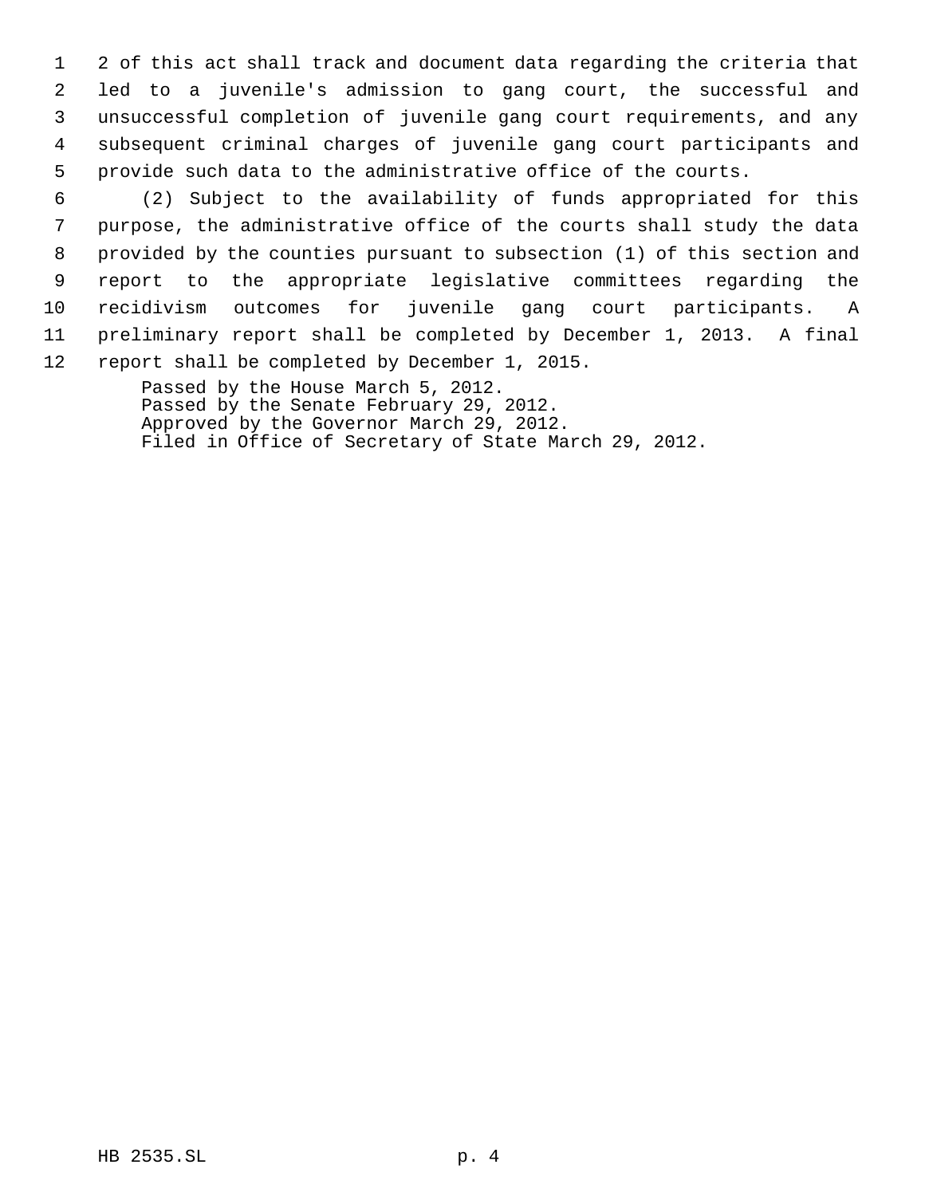2 of this act shall track and document data regarding the criteria that led to a juvenile's admission to gang court, the successful and unsuccessful completion of juvenile gang court requirements, and any subsequent criminal charges of juvenile gang court participants and provide such data to the administrative office of the courts.

(2) Subject to the availability of funds appropriated for this purpose, the administrative office of the courts shall study the data provided by the counties pursuant to subsection (1) of this section and report to the appropriate legislative committees regarding the recidivism outcomes for juvenile gang court participants. A preliminary report shall be completed by December 1, 2013. A final report shall be completed by December 1, 2015.

Passed by the House March 5, 2012.
Passed by the Senate February 29, 2012.
Approved by the Governor March 29, 2012.
Filed in Office of Secretary of State March 29, 2012.